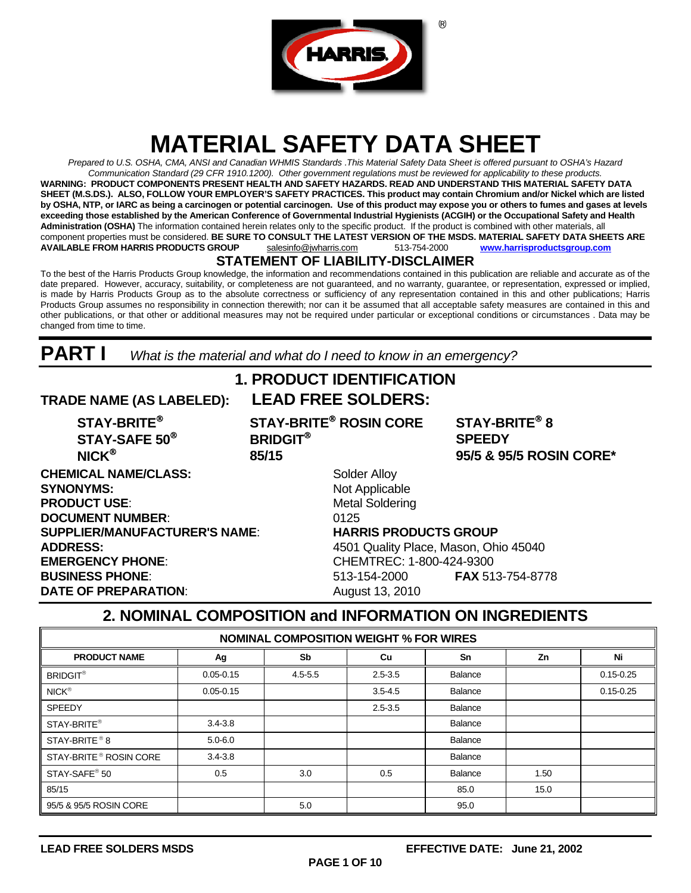# MATERIAL SAFETY DATA SHEET

*Prepared to U.S. OSHA, CMA, ANSI and Canadian WHMIS Standards .This Material Safety Data Sheet is offered pursuant to OSHA's Hazard Communication Standard (29 CFR 1910.1200). Other government regulations must be reviewed for applicability to these products.*

**WARNING: PRODUCT COMPONENTS PRESENT HEALTH AND SAFETY HAZARDS. READ AND UNDERSTAND THIS MATERIAL SAFETY DATA SHEET (M.S.DS.). ALSO, FOLLOW YOUR EMPLOYER'S SAFETY PRACTICES. This product may contain Chromium and/or Nickel which are listed by OSHA, NTP, or IARC as being a carcinogen or potential carcinogen. Use of this product may expose you or others to fumes and gases at levels exceeding those established by the American Conference of Governmental Industrial Hygienists (ACGIH) or the Occupational Safety and Health Administration (OSHA)** The information contained herein relates only to the specific product. If the product is combined with other materials, all component properties must be considered. **BE SURE TO CONSULT THE LATEST VERSION OF THE MSDS. MATERIAL SAFETY DATA SHEETS ARE AVAILABLE FROM HARRIS PRODUCTS GROUP** salesinfo@jwharris.com 513-754-2000 **www.harrisproductsgroup.com**

## STATEMENT OF LIABILITY-DISCLAIMER

To the best of the Harris Products Group knowledge, the information and recommendations contained in this publication are reliable and accurate as of the date prepared. However, accuracy, suitability, or completeness are not guaranteed, and no warranty, guarantee, or representation, expressed or implied, is made by Harris Products Group as to the absolute correctness or sufficiency of any representation contained in this and other publications; Harris Products Group assumes no responsibility in connection therewith; nor can it be assumed that all acceptable safety measures are contained in this and other publications, or that other or additional measures may not be required under particular or exceptional conditions or circumstances . Data may be changed from time to time.

# PART I *What is the material and what do I need to know in an emergency?*

## 1. PRODUCT IDENTIFICATION

**TRADE NAME (AS LABELED): LEAD FREE SOLDERS:**

**STAY-BRITE®**
**STAY-SAFE 50®**
**NICK®**
**STAY-BRITE® ROSIN CORE**
**BRIDGIT®**
**85/15**
**STAY-BRITE® 8**
**SPEEDY**
**95/5 & 95/5 ROSIN CORE***

**CHEMICAL NAME/CLASS:** Solder Alloy
**SYNONYMS:** Not Applicable
**PRODUCT USE**: Metal Soldering
**DOCUMENT NUMBER**: 0125
**SUPPLIER/MANUFACTURER'S NAME**: **HARRIS PRODUCTS GROUP**
**ADDRESS:** 4501 Quality Place, Mason, Ohio 45040
**EMERGENCY PHONE**: CHEMTREC: 1-800-424-9300
**BUSINESS PHONE**: 513-154-2000 **FAX** 513-754-8778
**DATE OF PREPARATION**: August 13, 2010

## 2. NOMINAL COMPOSITION and INFORMATION ON INGREDIENTS

| NOMINAL COMPOSITION WEIGHT % FOR WIRES | | | | | | |
|---|---|---|---|---|---|---|
| **PRODUCT NAME** | **Ag** | **Sb** | **Cu** | **Sn** | **Zn** | **Ni** |
| BRIDGIT® | 0.05-0.15 | 4.5-5.5 | 2.5-3.5 | Balance | | 0.15-0.25 |
| NICK® | 0.05-0.15 | | 3.5-4.5 | Balance | | 0.15-0.25 |
| SPEEDY | | | 2.5-3.5 | Balance | | |
| STAY-BRITE® | 3.4-3.8 | | | Balance | | |
| STAY-BRITE® 8 | 5.0-6.0 | | | Balance | | |
| STAY-BRITE® ROSIN CORE | 3.4-3.8 | | | Balance | | |
| STAY-SAFE® 50 | 0.5 | 3.0 | 0.5 | Balance | 1.50 | |
| 85/15 | | | | 85.0 | 15.0 | |
| 95/5 & 95/5 ROSIN CORE | | 5.0 | | 95.0 | | |

**LEAD FREE SOLDERS MSDS** **EFFECTIVE DATE: June 21, 2002**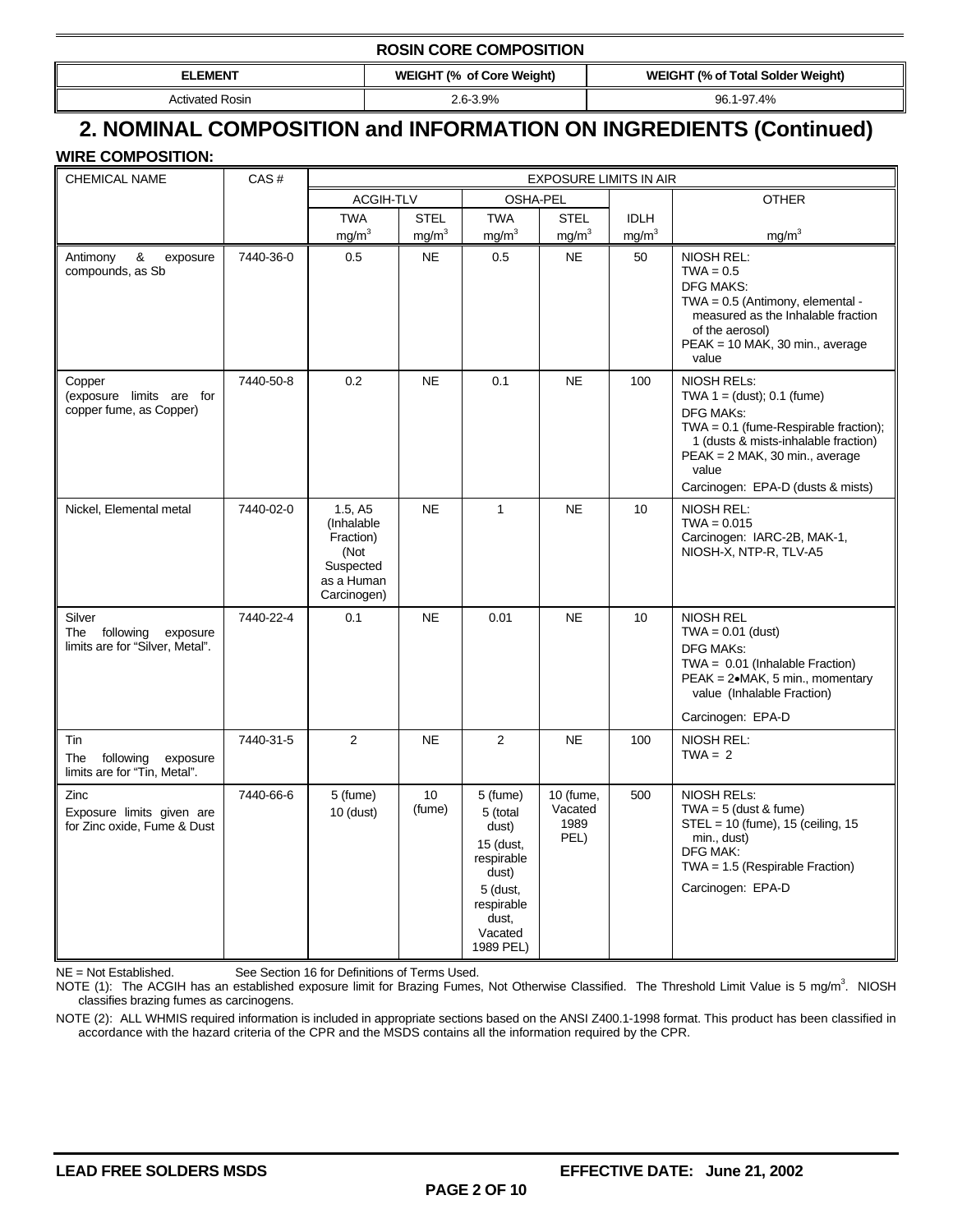**ROSIN CORE COMPOSITION**

| ELEMENT | WEIGHT (% of Core Weight) | WEIGHT (% of Total Solder Weight) |
|---|---|---|
| Activated Rosin | 2.6-3.9% | 96.1-97.4% |

## 2. NOMINAL COMPOSITION and INFORMATION ON INGREDIENTS (Continued)

**WIRE COMPOSITION:**

| CHEMICAL NAME | CAS # | EXPOSURE LIMITS IN AIR | | | | | |
|---|---|---|---|---|---|---|---|
| | | ACGIH-TLV | | OSHA-PEL | | | OTHER |
| | | TWA $mg/m^3$ | STEL $mg/m^3$ | TWA $mg/m^3$ | STEL $mg/m^3$ | IDLH $mg/m^3$ | $mg/m^3$ |
| Antimony & exposure compounds, as Sb | 7440-36-0 | 0.5 | NE | 0.5 | NE | 50 | NIOSH REL: TWA = 0.5 DFG MAKS: TWA = 0.5 (Antimony, elemental - measured as the Inhalable fraction of the aerosol) PEAK = 10 MAK, 30 min., average value |
| Copper (exposure limits are for copper fume, as Copper) | 7440-50-8 | 0.2 | NE | 0.1 | NE | 100 | NIOSH RELs: TWA 1 = (dust); 0.1 (fume) DFG MAKs: TWA = 0.1 (fume-Respirable fraction); 1 (dusts & mists-inhalable fraction) PEAK = 2 MAK, 30 min., average value Carcinogen: EPA-D (dusts & mists) |
| Nickel, Elemental metal | 7440-02-0 | 1.5, A5 (Inhalable Fraction) (Not Suspected as a Human Carcinogen) | NE | 1 | NE | 10 | NIOSH REL: TWA = 0.015 Carcinogen: IARC-2B, MAK-1, NIOSH-X, NTP-R, TLV-A5 |
| Silver The following exposure limits are for "Silver, Metal". | 7440-22-4 | 0.1 | NE | 0.01 | NE | 10 | NIOSH REL TWA = 0.01 (dust) DFG MAKs: TWA = 0.01 (Inhalable Fraction) PEAK = 2•MAK, 5 min., momentary value (Inhalable Fraction) Carcinogen: EPA-D |
| Tin The following exposure limits are for "Tin, Metal". | 7440-31-5 | 2 | NE | 2 | NE | 100 | NIOSH REL: TWA = 2 |
| Zinc Exposure limits given are for Zinc oxide, Fume & Dust | 7440-66-6 | 5 (fume) 10 (dust) | 10 (fume) | 5 (fume) 5 (total dust) 15 (dust, respirable dust) 5 (dust, respirable dust, Vacated 1989 PEL) | 10 (fume, Vacated 1989 PEL) | 500 | NIOSH RELs: TWA = 5 (dust & fume) STEL = 10 (fume), 15 (ceiling, 15 min., dust) DFG MAK: TWA = 1.5 (Respirable Fraction) Carcinogen: EPA-D |

NE = Not Established. See Section 16 for Definitions of Terms Used.

NOTE (1): The ACGIH has an established exposure limit for Brazing Fumes, Not Otherwise Classified. The Threshold Limit Value is 5 $mg/m^3$. NIOSH classifies brazing fumes as carcinogens.

NOTE (2): ALL WHMIS required information is included in appropriate sections based on the ANSI Z400.1-1998 format. This product has been classified in accordance with the hazard criteria of the CPR and the MSDS contains all the information required by the CPR.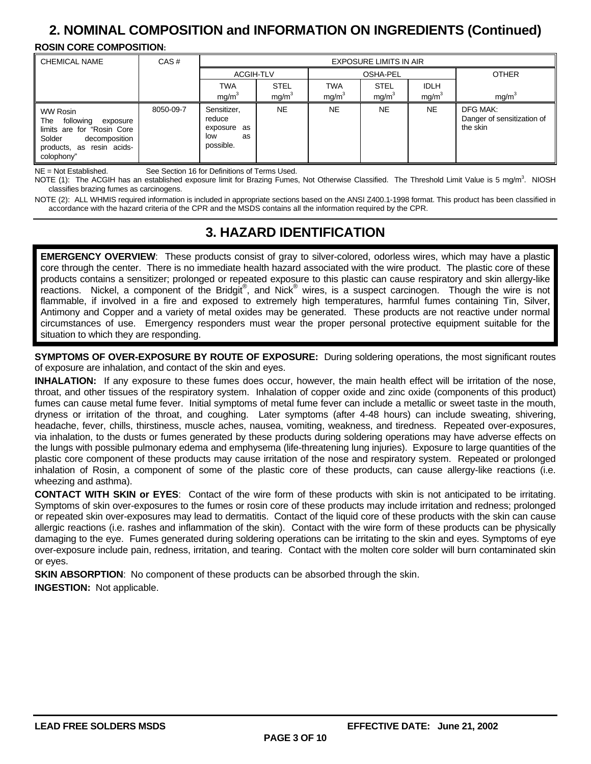## 2. NOMINAL COMPOSITION and INFORMATION ON INGREDIENTS (Continued)

**ROSIN CORE COMPOSITION:**

| CHEMICAL NAME | CAS # | EXPOSURE LIMITS IN AIR | | | | | |
|---|---|---|---|---|---|---|---|
| | | ACGIH-TLV | | OSHA-PEL | | | OTHER |
| | | TWA $mg/m^3$ | STEL $mg/m^3$ | TWA $mg/m^3$ | STEL $mg/m^3$ | IDLH $mg/m^3$ | $mg/m^3$ |
| WW Rosin The following exposure limits are for "Rosin Core Solder decomposition products, as resin acids-colophony" | 8050-09-7 | Sensitizer, reduce exposure as low as possible. | NE | NE | NE | NE | DFG MAK: Danger of sensitization of the skin |

NE = Not Established. See Section 16 for Definitions of Terms Used.

NOTE (1): The ACGIH has an established exposure limit for Brazing Fumes, Not Otherwise Classified. The Threshold Limit Value is 5 $mg/m^3$. NIOSH classifies brazing fumes as carcinogens.

NOTE (2): ALL WHMIS required information is included in appropriate sections based on the ANSI Z400.1-1998 format. This product has been classified in accordance with the hazard criteria of the CPR and the MSDS contains all the information required by the CPR.

## 3. HAZARD IDENTIFICATION

**EMERGENCY OVERVIEW**: These products consist of gray to silver-colored, odorless wires, which may have a plastic core through the center. There is no immediate health hazard associated with the wire product. The plastic core of these products contains a sensitizer; prolonged or repeated exposure to this plastic can cause respiratory and skin allergy-like reactions. Nickel, a component of the Bridgit®, and Nick® wires, is a suspect carcinogen. Though the wire is not flammable, if involved in a fire and exposed to extremely high temperatures, harmful fumes containing Tin, Silver, Antimony and Copper and a variety of metal oxides may be generated. These products are not reactive under normal circumstances of use. Emergency responders must wear the proper personal protective equipment suitable for the situation to which they are responding.

**SYMPTOMS OF OVER-EXPOSURE BY ROUTE OF EXPOSURE:** During soldering operations, the most significant routes of exposure are inhalation, and contact of the skin and eyes.

**INHALATION:** If any exposure to these fumes does occur, however, the main health effect will be irritation of the nose, throat, and other tissues of the respiratory system. Inhalation of copper oxide and zinc oxide (components of this product) fumes can cause metal fume fever. Initial symptoms of metal fume fever can include a metallic or sweet taste in the mouth, dryness or irritation of the throat, and coughing. Later symptoms (after 4-48 hours) can include sweating, shivering, headache, fever, chills, thirstiness, muscle aches, nausea, vomiting, weakness, and tiredness. Repeated over-exposures, via inhalation, to the dusts or fumes generated by these products during soldering operations may have adverse effects on the lungs with possible pulmonary edema and emphysema (life-threatening lung injuries). Exposure to large quantities of the plastic core component of these products may cause irritation of the nose and respiratory system. Repeated or prolonged inhalation of Rosin, a component of some of the plastic core of these products, can cause allergy-like reactions (i.e. wheezing and asthma).

**CONTACT WITH SKIN or EYES**: Contact of the wire form of these products with skin is not anticipated to be irritating. Symptoms of skin over-exposures to the fumes or rosin core of these products may include irritation and redness; prolonged or repeated skin over-exposures may lead to dermatitis. Contact of the liquid core of these products with the skin can cause allergic reactions (i.e. rashes and inflammation of the skin). Contact with the wire form of these products can be physically damaging to the eye. Fumes generated during soldering operations can be irritating to the skin and eyes. Symptoms of eye over-exposure include pain, redness, irritation, and tearing. Contact with the molten core solder will burn contaminated skin or eyes.

**SKIN ABSORPTION**: No component of these products can be absorbed through the skin.

**INGESTION:** Not applicable.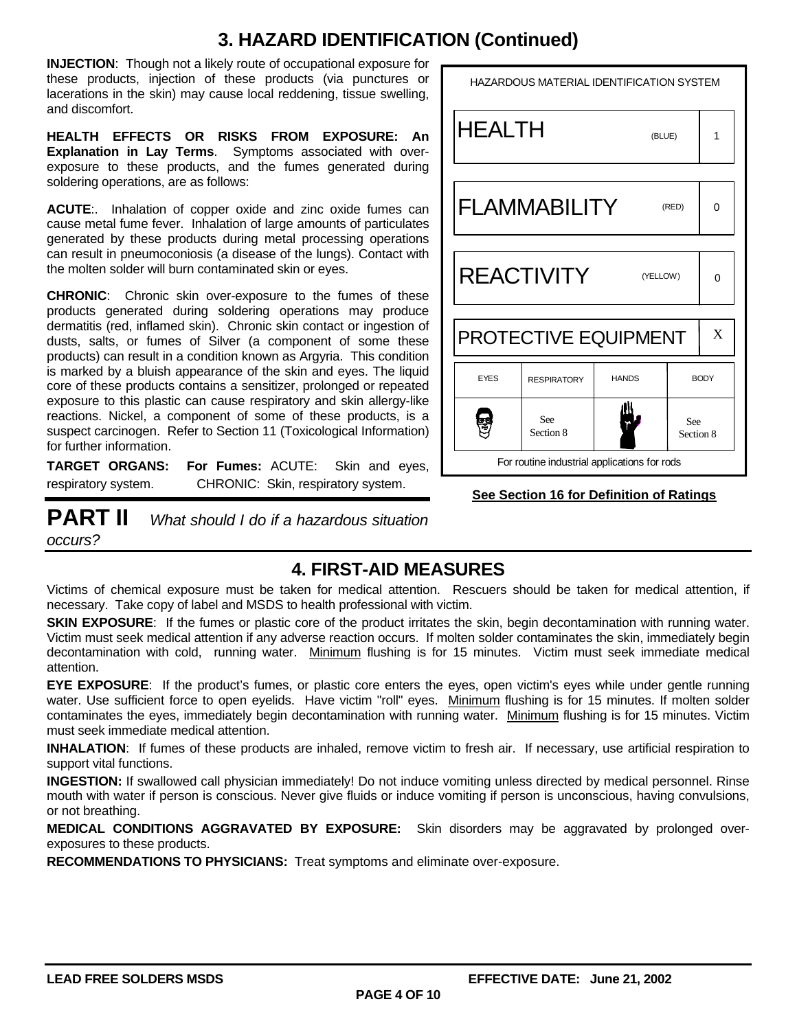## 3. HAZARD IDENTIFICATION (Continued)

**INJECTION**: Though not a likely route of occupational exposure for these products, injection of these products (via punctures or lacerations in the skin) may cause local reddening, tissue swelling, and discomfort.

**HEALTH EFFECTS OR RISKS FROM EXPOSURE: An Explanation in Lay Terms**. Symptoms associated with over-exposure to these products, and the fumes generated during soldering operations, are as follows:

**ACUTE**:. Inhalation of copper oxide and zinc oxide fumes can cause metal fume fever. Inhalation of large amounts of particulates generated by these products during metal processing operations can result in pneumoconiosis (a disease of the lungs). Contact with the molten solder will burn contaminated skin or eyes.

**CHRONIC**: Chronic skin over-exposure to the fumes of these products generated during soldering operations may produce dermatitis (red, inflamed skin). Chronic skin contact or ingestion of dusts, salts, or fumes of Silver (a component of some these products) can result in a condition known as Argyria. This condition is marked by a bluish appearance of the skin and eyes. The liquid core of these products contains a sensitizer, prolonged or repeated exposure to this plastic can cause respiratory and skin allergy-like reactions. Nickel, a component of some of these products, is a suspect carcinogen. Refer to Section 11 (Toxicological Information) for further information.

**TARGET ORGANS: For Fumes:** ACUTE: Skin and eyes, respiratory system. CHRONIC: Skin, respiratory system.

| HAZARDOUS MATERIAL IDENTIFICATION SYSTEM | | | |
|---|---|---|---|
| HEALTH (BLUE) | | | 1 |
| FLAMMABILITY (RED) | | | 0 |
| REACTIVITY (YELLOW) | | | 0 |
| PROTECTIVE EQUIPMENT | | | X |
| EYES | RESPIRATORY | HANDS | BODY |
| | See Section 8 | | See Section 8 |
| For routine industrial applications for rods | | | |

**See Section 16 for Definition of Ratings**

# PART II *What should I do if a hazardous situation occurs?*

## 4. FIRST-AID MEASURES

Victims of chemical exposure must be taken for medical attention. Rescuers should be taken for medical attention, if necessary. Take copy of label and MSDS to health professional with victim.

**SKIN EXPOSURE**: If the fumes or plastic core of the product irritates the skin, begin decontamination with running water. Victim must seek medical attention if any adverse reaction occurs. If molten solder contaminates the skin, immediately begin decontamination with cold, running water. Minimum flushing is for 15 minutes. Victim must seek immediate medical attention.

**EYE EXPOSURE**: If the product's fumes, or plastic core enters the eyes, open victim's eyes while under gentle running water. Use sufficient force to open eyelids. Have victim "roll" eyes. Minimum flushing is for 15 minutes. If molten solder contaminates the eyes, immediately begin decontamination with running water. Minimum flushing is for 15 minutes. Victim must seek immediate medical attention.

**INHALATION**: If fumes of these products are inhaled, remove victim to fresh air. If necessary, use artificial respiration to support vital functions.

**INGESTION:** If swallowed call physician immediately! Do not induce vomiting unless directed by medical personnel. Rinse mouth with water if person is conscious. Never give fluids or induce vomiting if person is unconscious, having convulsions, or not breathing.

**MEDICAL CONDITIONS AGGRAVATED BY EXPOSURE:** Skin disorders may be aggravated by prolonged over-exposures to these products.

**RECOMMENDATIONS TO PHYSICIANS:** Treat symptoms and eliminate over-exposure.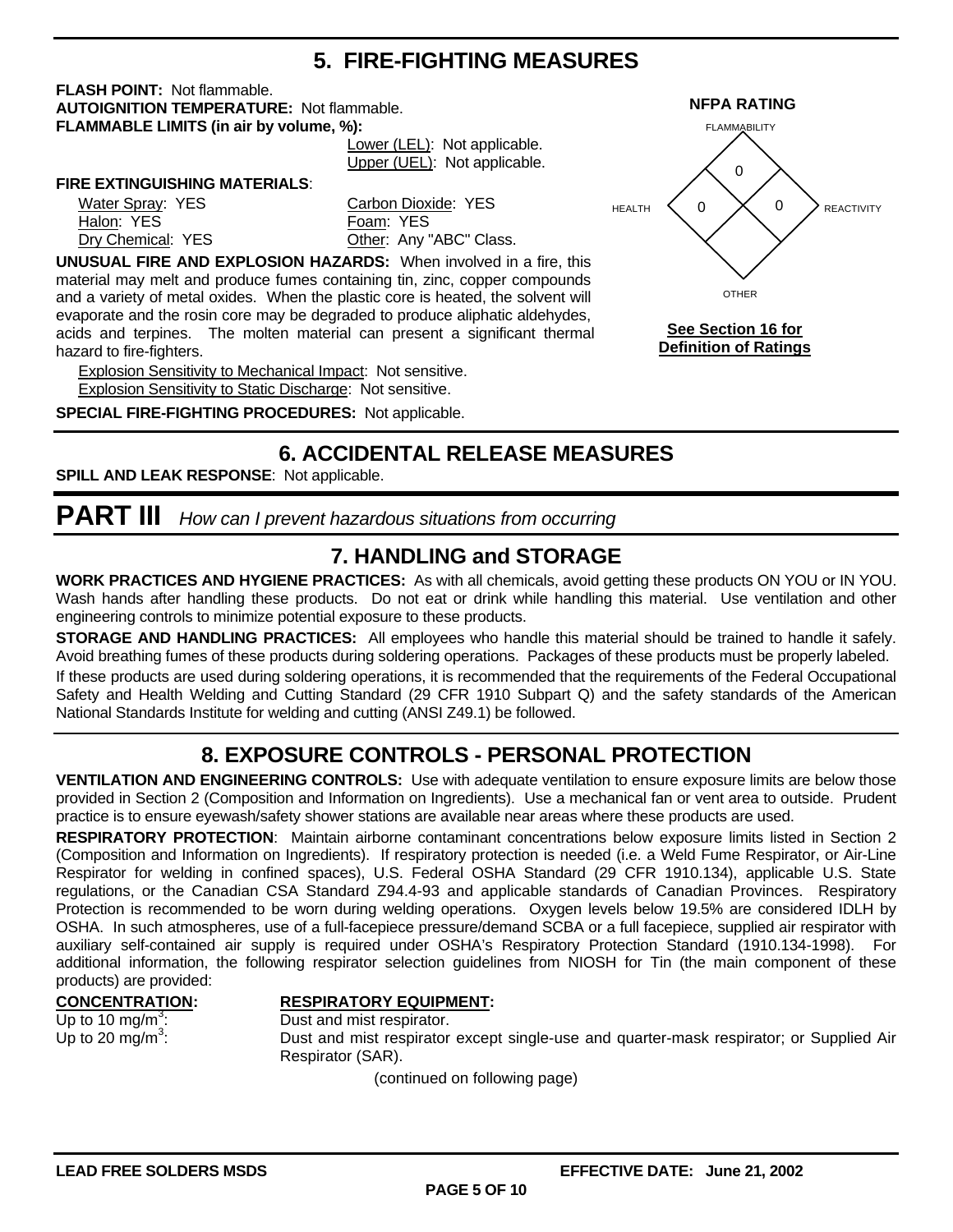## 5. FIRE-FIGHTING MEASURES

**FLASH POINT:** Not flammable.
**AUTOIGNITION TEMPERATURE:** Not flammable.
**FLAMMABLE LIMITS (in air by volume, %):**
Lower (LEL): Not applicable.
Upper (UEL): Not applicable.

**FIRE EXTINGUISHING MATERIALS**:

| | |
|---|---|
| Water Spray: YES | Carbon Dioxide: YES |
| Halon: YES | Foam: YES |
| Dry Chemical: YES | Other: Any "ABC" Class. |

**UNUSUAL FIRE AND EXPLOSION HAZARDS:** When involved in a fire, this material may melt and produce fumes containing tin, zinc, copper compounds and a variety of metal oxides. When the plastic core is heated, the solvent will evaporate and the rosin core may be degraded to produce aliphatic aldehydes, acids and terpines. The molten material can present a significant thermal hazard to fire-fighters.

Explosion Sensitivity to Mechanical Impact: Not sensitive.
Explosion Sensitivity to Static Discharge: Not sensitive.

**SPECIAL FIRE-FIGHTING PROCEDURES:** Not applicable.

**NFPA RATING**

| Category | Rating |
|---|---|
| FLAMMABILITY | 0 |
| HEALTH | 0 |
| REACTIVITY | 0 |
| OTHER | |

**See Section 16 for Definition of Ratings**

## 6. ACCIDENTAL RELEASE MEASURES

**SPILL AND LEAK RESPONSE**: Not applicable.

# PART III *How can I prevent hazardous situations from occurring*

## 7. HANDLING and STORAGE

**WORK PRACTICES AND HYGIENE PRACTICES:** As with all chemicals, avoid getting these products ON YOU or IN YOU. Wash hands after handling these products. Do not eat or drink while handling this material. Use ventilation and other engineering controls to minimize potential exposure to these products.

**STORAGE AND HANDLING PRACTICES:** All employees who handle this material should be trained to handle it safely. Avoid breathing fumes of these products during soldering operations. Packages of these products must be properly labeled.

If these products are used during soldering operations, it is recommended that the requirements of the Federal Occupational Safety and Health Welding and Cutting Standard (29 CFR 1910 Subpart Q) and the safety standards of the American National Standards Institute for welding and cutting (ANSI Z49.1) be followed.

## 8. EXPOSURE CONTROLS - PERSONAL PROTECTION

**VENTILATION AND ENGINEERING CONTROLS:** Use with adequate ventilation to ensure exposure limits are below those provided in Section 2 (Composition and Information on Ingredients). Use a mechanical fan or vent area to outside. Prudent practice is to ensure eyewash/safety shower stations are available near areas where these products are used.

**RESPIRATORY PROTECTION**: Maintain airborne contaminant concentrations below exposure limits listed in Section 2 (Composition and Information on Ingredients). If respiratory protection is needed (i.e. a Weld Fume Respirator, or Air-Line Respirator for welding in confined spaces), U.S. Federal OSHA Standard (29 CFR 1910.134), applicable U.S. State regulations, or the Canadian CSA Standard Z94.4-93 and applicable standards of Canadian Provinces. Respiratory Protection is recommended to be worn during welding operations. Oxygen levels below 19.5% are considered IDLH by OSHA. In such atmospheres, use of a full-facepiece pressure/demand SCBA or a full facepiece, supplied air respirator with auxiliary self-contained air supply is required under OSHA's Respiratory Protection Standard (1910.134-1998). For additional information, the following respirator selection guidelines from NIOSH for Tin (the main component of these products) are provided:

| **CONCENTRATION:** | **RESPIRATORY EQUIPMENT:** |
|---|---|
| Up to 10 $mg/m^3$: | Dust and mist respirator. |
| Up to 20 $mg/m^3$: | Dust and mist respirator except single-use and quarter-mask respirator; or Supplied Air Respirator (SAR). |

(continued on following page)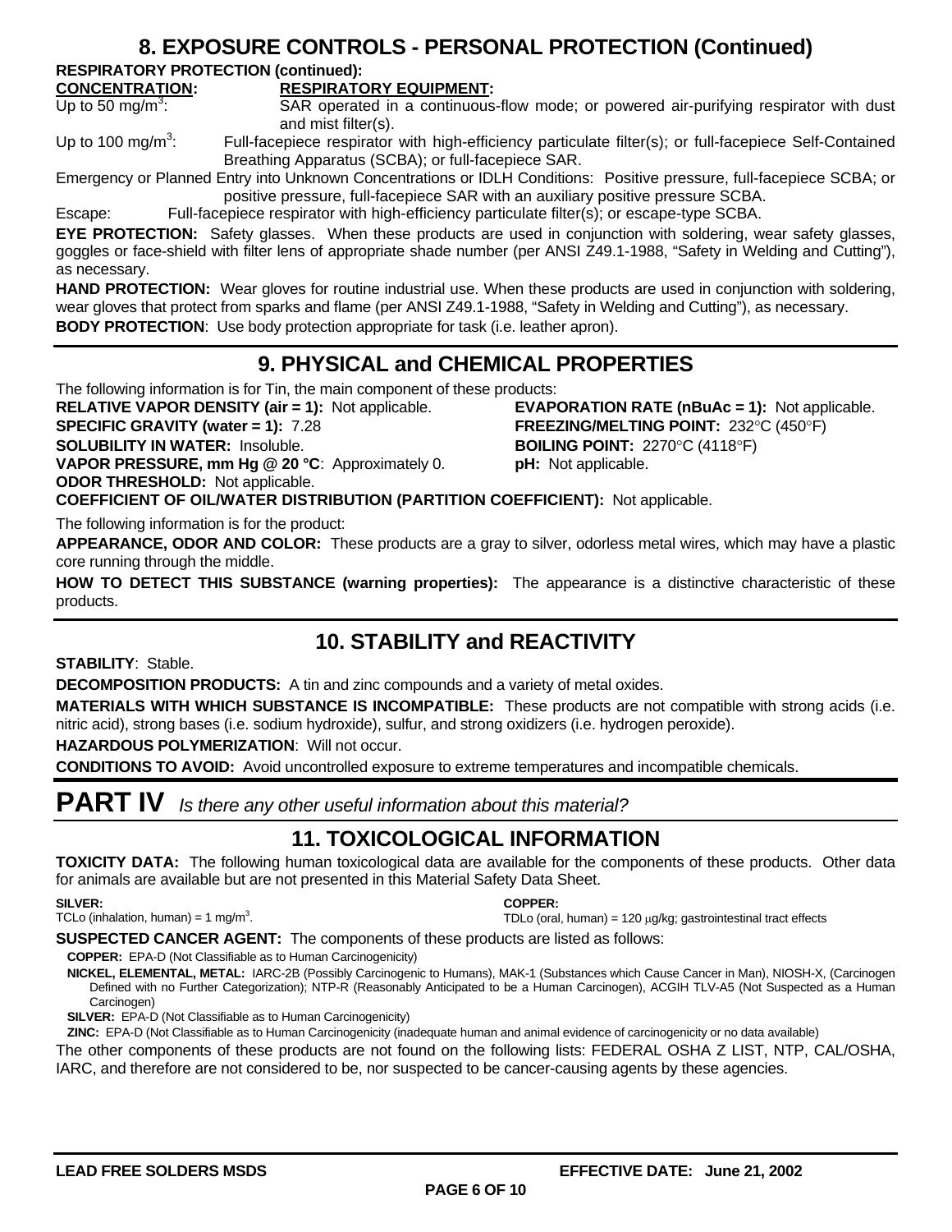## 8. EXPOSURE CONTROLS - PERSONAL PROTECTION (Continued)

**RESPIRATORY PROTECTION (continued):**

| **CONCENTRATION:** | **RESPIRATORY EQUIPMENT:** |
|---|---|
| Up to 50 mg/m$^3$: | SAR operated in a continuous-flow mode; or powered air-purifying respirator with dust and mist filter(s). |
| Up to 100 mg/m$^3$: | Full-facepiece respirator with high-efficiency particulate filter(s); or full-facepiece Self-Contained Breathing Apparatus (SCBA); or full-facepiece SAR. |
| Emergency or Planned Entry into Unknown Concentrations or IDLH Conditions: | Positive pressure, full-facepiece SCBA; or positive pressure, full-facepiece SAR with an auxiliary positive pressure SCBA. |
| Escape: | Full-facepiece respirator with high-efficiency particulate filter(s); or escape-type SCBA. |

**EYE PROTECTION:** Safety glasses. When these products are used in conjunction with soldering, wear safety glasses, goggles or face-shield with filter lens of appropriate shade number (per ANSI Z49.1-1988, "Safety in Welding and Cutting"), as necessary.

**HAND PROTECTION:** Wear gloves for routine industrial use. When these products are used in conjunction with soldering, wear gloves that protect from sparks and flame (per ANSI Z49.1-1988, "Safety in Welding and Cutting"), as necessary.

**BODY PROTECTION**: Use body protection appropriate for task (i.e. leather apron).

## 9. PHYSICAL and CHEMICAL PROPERTIES

The following information is for Tin, the main component of these products:

**RELATIVE VAPOR DENSITY (air = 1):** Not applicable.

**EVAPORATION RATE (nBuAc = 1):** Not applicable.

**SPECIFIC GRAVITY (water = 1):** 7.28

**FREEZING/MELTING POINT:** 232°C (450°F)

**SOLUBILITY IN WATER:** Insoluble.

**BOILING POINT:** 2270°C (4118°F)

**VAPOR PRESSURE, mm Hg @ 20 °C**: Approximately 0.

**pH:** Not applicable.

**ODOR THRESHOLD:** Not applicable.

**COEFFICIENT OF OIL/WATER DISTRIBUTION (PARTITION COEFFICIENT):** Not applicable.

The following information is for the product:

**APPEARANCE, ODOR AND COLOR:** These products are a gray to silver, odorless metal wires, which may have a plastic core running through the middle.

**HOW TO DETECT THIS SUBSTANCE (warning properties):** The appearance is a distinctive characteristic of these products.

## 10. STABILITY and REACTIVITY

**STABILITY**: Stable.

**DECOMPOSITION PRODUCTS:** A tin and zinc compounds and a variety of metal oxides.

**MATERIALS WITH WHICH SUBSTANCE IS INCOMPATIBLE:** These products are not compatible with strong acids (i.e. nitric acid), strong bases (i.e. sodium hydroxide), sulfur, and strong oxidizers (i.e. hydrogen peroxide).

**HAZARDOUS POLYMERIZATION**: Will not occur.

**CONDITIONS TO AVOID:** Avoid uncontrolled exposure to extreme temperatures and incompatible chemicals.

# PART IV *Is there any other useful information about this material?*

## 11. TOXICOLOGICAL INFORMATION

**TOXICITY DATA:** The following human toxicological data are available for the components of these products. Other data for animals are available but are not presented in this Material Safety Data Sheet.

**SILVER:**
TCLo (inhalation, human) = 1 mg/m$^3$.

**COPPER:**
TDLo (oral, human) = 120 μg/kg; gastrointestinal tract effects

**SUSPECTED CANCER AGENT:** The components of these products are listed as follows:

**COPPER:** EPA-D (Not Classifiable as to Human Carcinogenicity)

**NICKEL, ELEMENTAL, METAL:** IARC-2B (Possibly Carcinogenic to Humans), MAK-1 (Substances which Cause Cancer in Man), NIOSH-X, (Carcinogen Defined with no Further Categorization); NTP-R (Reasonably Anticipated to be a Human Carcinogen), ACGIH TLV-A5 (Not Suspected as a Human Carcinogen)

**SILVER:** EPA-D (Not Classifiable as to Human Carcinogenicity)

**ZINC:** EPA-D (Not Classifiable as to Human Carcinogenicity (inadequate human and animal evidence of carcinogenicity or no data available)

The other components of these products are not found on the following lists: FEDERAL OSHA Z LIST, NTP, CAL/OSHA, IARC, and therefore are not considered to be, nor suspected to be cancer-causing agents by these agencies.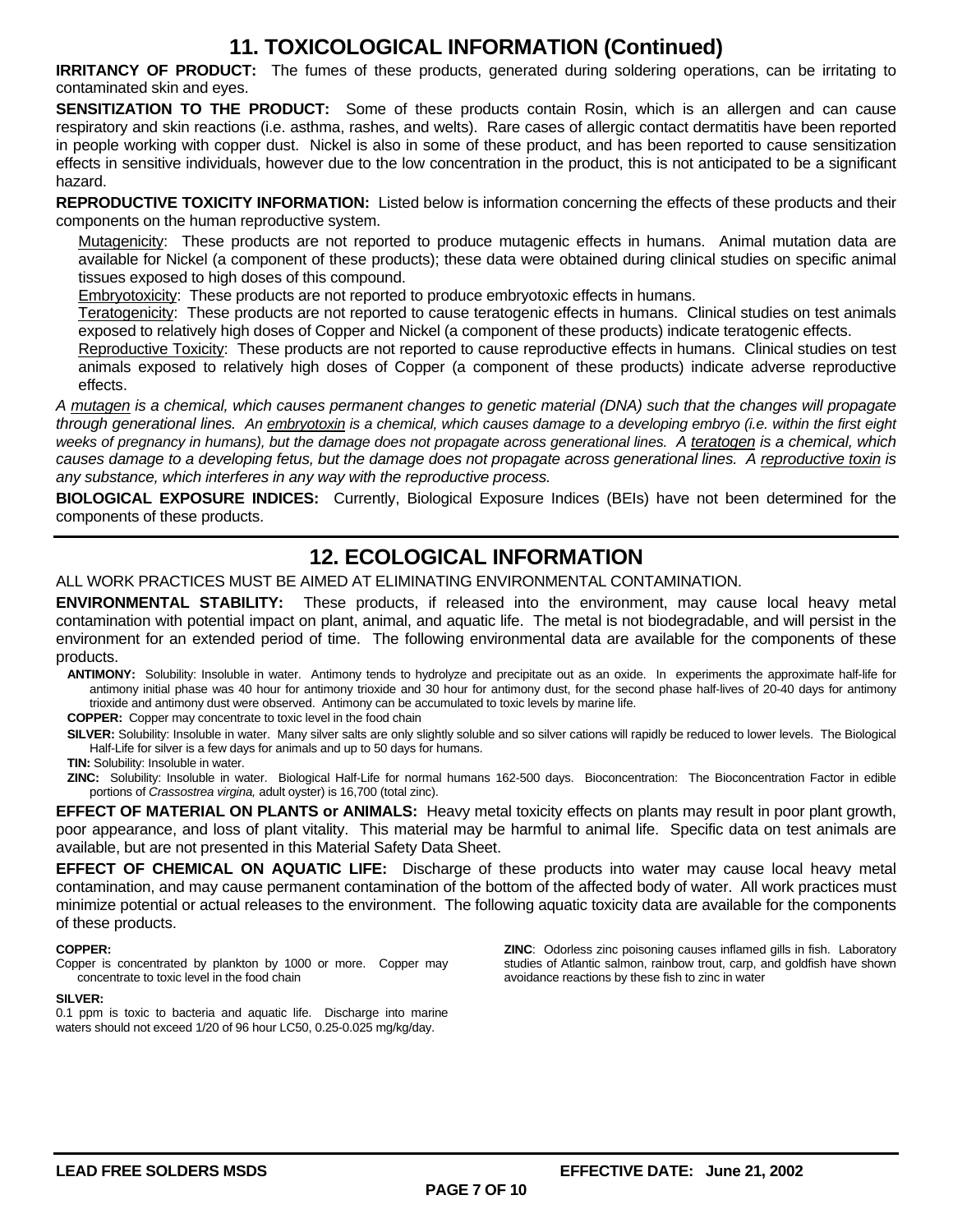## 11. TOXICOLOGICAL INFORMATION (Continued)

**IRRITANCY OF PRODUCT:** The fumes of these products, generated during soldering operations, can be irritating to contaminated skin and eyes.

**SENSITIZATION TO THE PRODUCT:** Some of these products contain Rosin, which is an allergen and can cause respiratory and skin reactions (i.e. asthma, rashes, and welts). Rare cases of allergic contact dermatitis have been reported in people working with copper dust. Nickel is also in some of these product, and has been reported to cause sensitization effects in sensitive individuals, however due to the low concentration in the product, this is not anticipated to be a significant hazard.

**REPRODUCTIVE TOXICITY INFORMATION:** Listed below is information concerning the effects of these products and their components on the human reproductive system.

Mutagenicity: These products are not reported to produce mutagenic effects in humans. Animal mutation data are available for Nickel (a component of these products); these data were obtained during clinical studies on specific animal tissues exposed to high doses of this compound.

Embryotoxicity: These products are not reported to produce embryotoxic effects in humans.

Teratogenicity: These products are not reported to cause teratogenic effects in humans. Clinical studies on test animals exposed to relatively high doses of Copper and Nickel (a component of these products) indicate teratogenic effects.

Reproductive Toxicity: These products are not reported to cause reproductive effects in humans. Clinical studies on test animals exposed to relatively high doses of Copper (a component of these products) indicate adverse reproductive effects.

*A mutagen is a chemical, which causes permanent changes to genetic material (DNA) such that the changes will propagate through generational lines. An embryotoxin is a chemical, which causes damage to a developing embryo (i.e. within the first eight weeks of pregnancy in humans), but the damage does not propagate across generational lines. A teratogen is a chemical, which causes damage to a developing fetus, but the damage does not propagate across generational lines. A reproductive toxin is any substance, which interferes in any way with the reproductive process.*

**BIOLOGICAL EXPOSURE INDICES:** Currently, Biological Exposure Indices (BEIs) have not been determined for the components of these products.

## 12. ECOLOGICAL INFORMATION

ALL WORK PRACTICES MUST BE AIMED AT ELIMINATING ENVIRONMENTAL CONTAMINATION.

**ENVIRONMENTAL STABILITY:** These products, if released into the environment, may cause local heavy metal contamination with potential impact on plant, animal, and aquatic life. The metal is not biodegradable, and will persist in the environment for an extended period of time. The following environmental data are available for the components of these products.

**ANTIMONY:** Solubility: Insoluble in water. Antimony tends to hydrolyze and precipitate out as an oxide. In experiments the approximate half-life for antimony initial phase was 40 hour for antimony trioxide and 30 hour for antimony dust, for the second phase half-lives of 20-40 days for antimony trioxide and antimony dust were observed. Antimony can be accumulated to toxic levels by marine life.

**COPPER:** Copper may concentrate to toxic level in the food chain

**SILVER:** Solubility: Insoluble in water. Many silver salts are only slightly soluble and so silver cations will rapidly be reduced to lower levels. The Biological Half-Life for silver is a few days for animals and up to 50 days for humans.

**TIN:** Solubility: Insoluble in water.

**ZINC:** Solubility: Insoluble in water. Biological Half-Life for normal humans 162-500 days. Bioconcentration: The Bioconcentration Factor in edible portions of *Crassostrea virgina,* adult oyster) is 16,700 (total zinc).

**EFFECT OF MATERIAL ON PLANTS or ANIMALS:** Heavy metal toxicity effects on plants may result in poor plant growth, poor appearance, and loss of plant vitality. This material may be harmful to animal life. Specific data on test animals are available, but are not presented in this Material Safety Data Sheet.

**EFFECT OF CHEMICAL ON AQUATIC LIFE:** Discharge of these products into water may cause local heavy metal contamination, and may cause permanent contamination of the bottom of the affected body of water. All work practices must minimize potential or actual releases to the environment. The following aquatic toxicity data are available for the components of these products.

**COPPER:**
Copper is concentrated by plankton by 1000 or more. Copper may concentrate to toxic level in the food chain

**SILVER:**
0.1 ppm is toxic to bacteria and aquatic life. Discharge into marine waters should not exceed 1/20 of 96 hour LC50, 0.25-0.025 mg/kg/day.

**ZINC**: Odorless zinc poisoning causes inflamed gills in fish. Laboratory studies of Atlantic salmon, rainbow trout, carp, and goldfish have shown avoidance reactions by these fish to zinc in water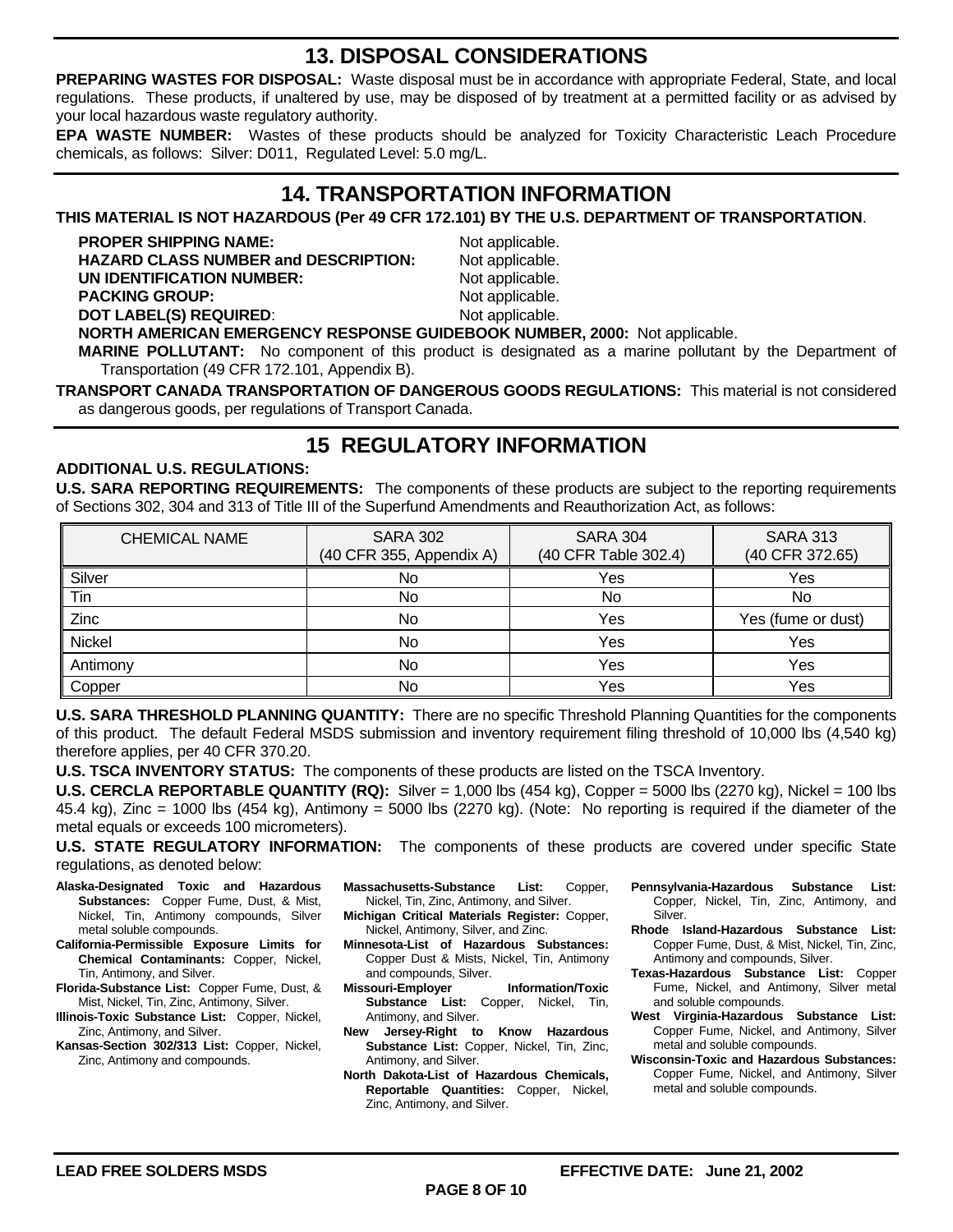## 13. DISPOSAL CONSIDERATIONS

**PREPARING WASTES FOR DISPOSAL:** Waste disposal must be in accordance with appropriate Federal, State, and local regulations. These products, if unaltered by use, may be disposed of by treatment at a permitted facility or as advised by your local hazardous waste regulatory authority.

**EPA WASTE NUMBER:** Wastes of these products should be analyzed for Toxicity Characteristic Leach Procedure chemicals, as follows: Silver: D011, Regulated Level: 5.0 mg/L.

## 14. TRANSPORTATION INFORMATION

**THIS MATERIAL IS NOT HAZARDOUS (Per 49 CFR 172.101) BY THE U.S. DEPARTMENT OF TRANSPORTATION**.

**PROPER SHIPPING NAME:** Not applicable.
**HAZARD CLASS NUMBER and DESCRIPTION:** Not applicable.
**UN IDENTIFICATION NUMBER:** Not applicable.
**PACKING GROUP:** Not applicable.
**DOT LABEL(S) REQUIRED**: Not applicable.
**NORTH AMERICAN EMERGENCY RESPONSE GUIDEBOOK NUMBER, 2000:** Not applicable.
**MARINE POLLUTANT:** No component of this product is designated as a marine pollutant by the Department of Transportation (49 CFR 172.101, Appendix B).

**TRANSPORT CANADA TRANSPORTATION OF DANGEROUS GOODS REGULATIONS:** This material is not considered as dangerous goods, per regulations of Transport Canada.

## 15 REGULATORY INFORMATION

**ADDITIONAL U.S. REGULATIONS:**

**U.S. SARA REPORTING REQUIREMENTS:** The components of these products are subject to the reporting requirements of Sections 302, 304 and 313 of Title III of the Superfund Amendments and Reauthorization Act, as follows:

| CHEMICAL NAME | SARA 302 (40 CFR 355, Appendix A) | SARA 304 (40 CFR Table 302.4) | SARA 313 (40 CFR 372.65) |
|---|---|---|---|
| Silver | No | Yes | Yes |
| Tin | No | No | No |
| Zinc | No | Yes | Yes (fume or dust) |
| Nickel | No | Yes | Yes |
| Antimony | No | Yes | Yes |
| Copper | No | Yes | Yes |

**U.S. SARA THRESHOLD PLANNING QUANTITY:** There are no specific Threshold Planning Quantities for the components of this product. The default Federal MSDS submission and inventory requirement filing threshold of 10,000 lbs (4,540 kg) therefore applies, per 40 CFR 370.20.

**U.S. TSCA INVENTORY STATUS:** The components of these products are listed on the TSCA Inventory.

**U.S. CERCLA REPORTABLE QUANTITY (RQ):** Silver = 1,000 lbs (454 kg), Copper = 5000 lbs (2270 kg), Nickel = 100 lbs 45.4 kg), Zinc = 1000 lbs (454 kg), Antimony = 5000 lbs (2270 kg). (Note: No reporting is required if the diameter of the metal equals or exceeds 100 micrometers).

**U.S. STATE REGULATORY INFORMATION:** The components of these products are covered under specific State regulations, as denoted below:

**Alaska-Designated Toxic and Hazardous Substances:** Copper Fume, Dust, & Mist, Nickel, Tin, Antimony compounds, Silver metal soluble compounds.

**California-Permissible Exposure Limits for Chemical Contaminants:** Copper, Nickel, Tin, Antimony, and Silver.

**Florida-Substance List:** Copper Fume, Dust, & Mist, Nickel, Tin, Zinc, Antimony, Silver.

**Illinois-Toxic Substance List:** Copper, Nickel, Zinc, Antimony, and Silver.

**Kansas-Section 302/313 List:** Copper, Nickel, Zinc, Antimony and compounds.

**Massachusetts-Substance List:** Copper, Nickel, Tin, Zinc, Antimony, and Silver.

**Michigan Critical Materials Register:** Copper, Nickel, Antimony, Silver, and Zinc.

**Minnesota-List of Hazardous Substances:** Copper Dust & Mists, Nickel, Tin, Antimony and compounds, Silver.

**Missouri-Employer Information/Toxic Substance List:** Copper, Nickel, Tin, Antimony, and Silver.

**New Jersey-Right to Know Hazardous Substance List:** Copper, Nickel, Tin, Zinc, Antimony, and Silver.

**North Dakota-List of Hazardous Chemicals, Reportable Quantities:** Copper, Nickel, Zinc, Antimony, and Silver.

**Pennsylvania-Hazardous Substance List:** Copper, Nickel, Tin, Zinc, Antimony, and Silver.

**Rhode Island-Hazardous Substance List:** Copper Fume, Dust, & Mist, Nickel, Tin, Zinc, Antimony and compounds, Silver.

**Texas-Hazardous Substance List:** Copper Fume, Nickel, and Antimony, Silver metal and soluble compounds.

**West Virginia-Hazardous Substance List:** Copper Fume, Nickel, and Antimony, Silver metal and soluble compounds.

**Wisconsin-Toxic and Hazardous Substances:** Copper Fume, Nickel, and Antimony, Silver metal and soluble compounds.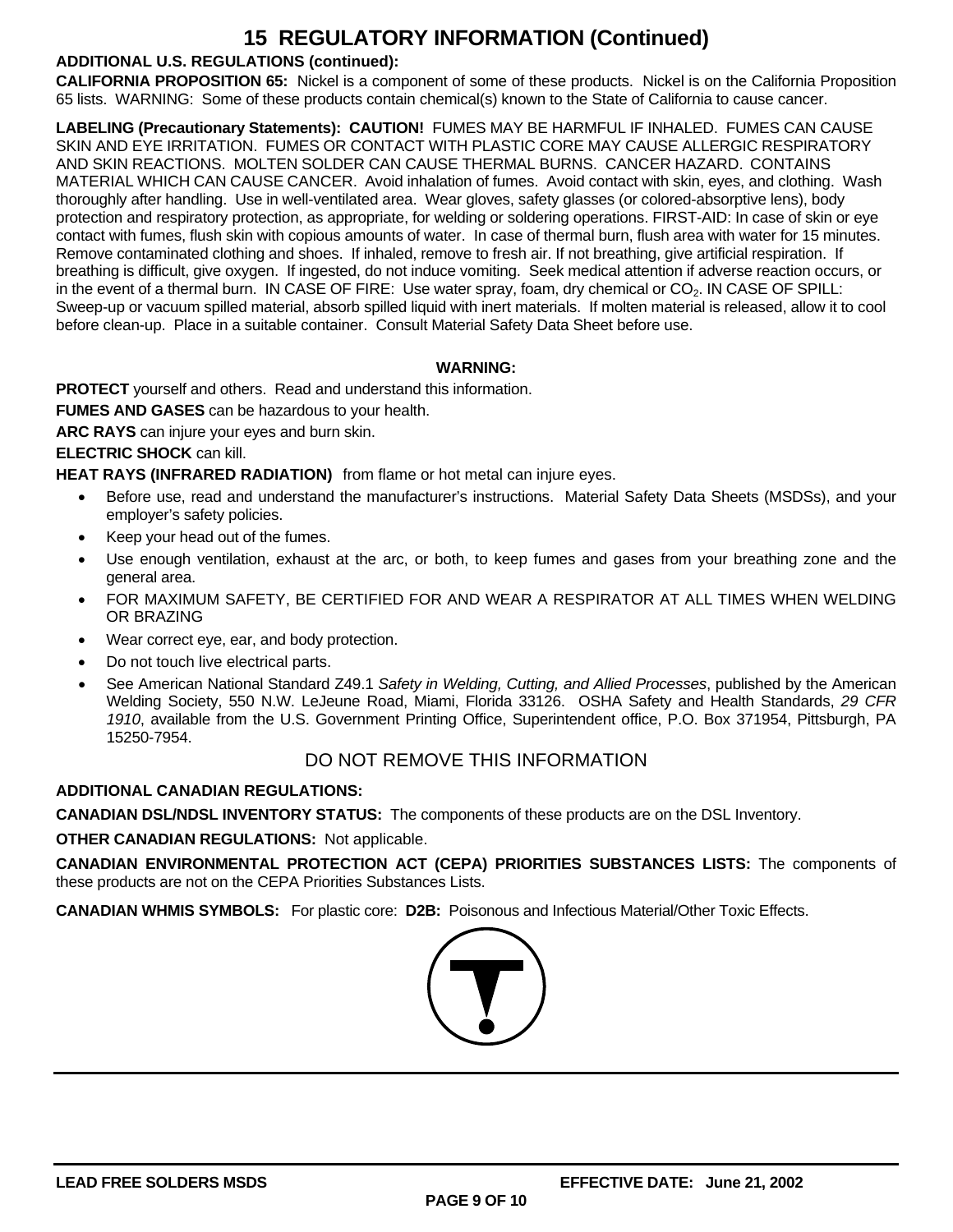# 15 REGULATORY INFORMATION (Continued)

**ADDITIONAL U.S. REGULATIONS (continued):**

**CALIFORNIA PROPOSITION 65:** Nickel is a component of some of these products. Nickel is on the California Proposition 65 lists. WARNING: Some of these products contain chemical(s) known to the State of California to cause cancer.

**LABELING (Precautionary Statements): CAUTION!** FUMES MAY BE HARMFUL IF INHALED. FUMES CAN CAUSE SKIN AND EYE IRRITATION. FUMES OR CONTACT WITH PLASTIC CORE MAY CAUSE ALLERGIC RESPIRATORY AND SKIN REACTIONS. MOLTEN SOLDER CAN CAUSE THERMAL BURNS. CANCER HAZARD. CONTAINS MATERIAL WHICH CAN CAUSE CANCER. Avoid inhalation of fumes. Avoid contact with skin, eyes, and clothing. Wash thoroughly after handling. Use in well-ventilated area. Wear gloves, safety glasses (or colored-absorptive lens), body protection and respiratory protection, as appropriate, for welding or soldering operations. FIRST-AID: In case of skin or eye contact with fumes, flush skin with copious amounts of water. In case of thermal burn, flush area with water for 15 minutes. Remove contaminated clothing and shoes. If inhaled, remove to fresh air. If not breathing, give artificial respiration. If breathing is difficult, give oxygen. If ingested, do not induce vomiting. Seek medical attention if adverse reaction occurs, or in the event of a thermal burn. IN CASE OF FIRE: Use water spray, foam, dry chemical or $CO_2$. IN CASE OF SPILL: Sweep-up or vacuum spilled material, absorb spilled liquid with inert materials. If molten material is released, allow it to cool before clean-up. Place in a suitable container. Consult Material Safety Data Sheet before use.

**WARNING:**

**PROTECT** yourself and others. Read and understand this information.

**FUMES AND GASES** can be hazardous to your health.

**ARC RAYS** can injure your eyes and burn skin.

**ELECTRIC SHOCK** can kill.

**HEAT RAYS (INFRARED RADIATION)** from flame or hot metal can injure eyes.

- Before use, read and understand the manufacturer's instructions. Material Safety Data Sheets (MSDSs), and your employer's safety policies.
- Keep your head out of the fumes.
- Use enough ventilation, exhaust at the arc, or both, to keep fumes and gases from your breathing zone and the general area.
- FOR MAXIMUM SAFETY, BE CERTIFIED FOR AND WEAR A RESPIRATOR AT ALL TIMES WHEN WELDING OR BRAZING
- Wear correct eye, ear, and body protection.
- Do not touch live electrical parts.
- See American National Standard Z49.1 *Safety in Welding, Cutting, and Allied Processes*, published by the American Welding Society, 550 N.W. LeJeune Road, Miami, Florida 33126. OSHA Safety and Health Standards, *29 CFR 1910*, available from the U.S. Government Printing Office, Superintendent office, P.O. Box 371954, Pittsburgh, PA 15250-7954.

DO NOT REMOVE THIS INFORMATION

**ADDITIONAL CANADIAN REGULATIONS:**

**CANADIAN DSL/NDSL INVENTORY STATUS:** The components of these products are on the DSL Inventory.

**OTHER CANADIAN REGULATIONS:** Not applicable.

**CANADIAN ENVIRONMENTAL PROTECTION ACT (CEPA) PRIORITIES SUBSTANCES LISTS:** The components of these products are not on the CEPA Priorities Substances Lists.

**CANADIAN WHMIS SYMBOLS:** For plastic core: **D2B:** Poisonous and Infectious Material/Other Toxic Effects.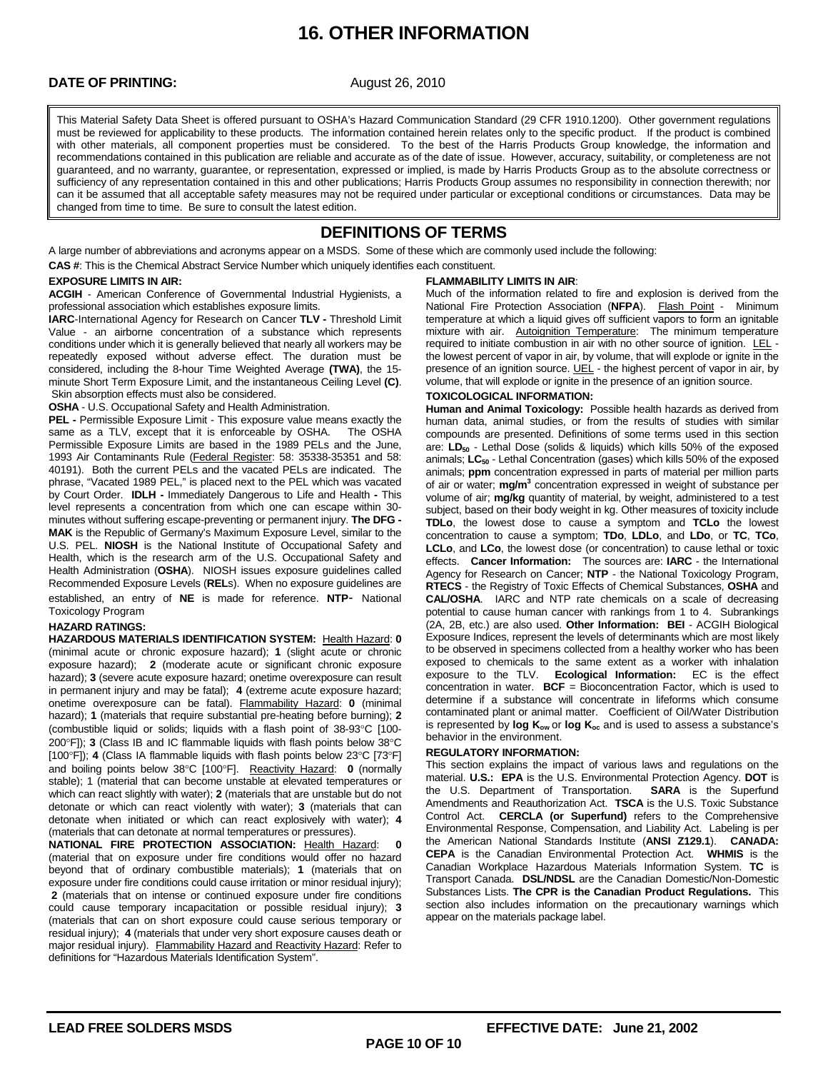# 16. OTHER INFORMATION

**DATE OF PRINTING:** August 26, 2010

This Material Safety Data Sheet is offered pursuant to OSHA's Hazard Communication Standard (29 CFR 1910.1200). Other government regulations must be reviewed for applicability to these products. The information contained herein relates only to the specific product. If the product is combined with other materials, all component properties must be considered. To the best of the Harris Products Group knowledge, the information and recommendations contained in this publication are reliable and accurate as of the date of issue. However, accuracy, suitability, or completeness are not guaranteed, and no warranty, guarantee, or representation, expressed or implied, is made by Harris Products Group as to the absolute correctness or sufficiency of any representation contained in this and other publications; Harris Products Group assumes no responsibility in connection therewith; nor can it be assumed that all acceptable safety measures may not be required under particular or exceptional conditions or circumstances. Data may be changed from time to time. Be sure to consult the latest edition.

## DEFINITIONS OF TERMS

A large number of abbreviations and acronyms appear on a MSDS. Some of these which are commonly used include the following:

**CAS #**: This is the Chemical Abstract Service Number which uniquely identifies each constituent.

**EXPOSURE LIMITS IN AIR:**

**ACGIH** - American Conference of Governmental Industrial Hygienists, a professional association which establishes exposure limits.

**IARC**-International Agency for Research on Cancer **TLV -** Threshold Limit Value - an airborne concentration of a substance which represents conditions under which it is generally believed that nearly all workers may be repeatedly exposed without adverse effect. The duration must be considered, including the 8-hour Time Weighted Average **(TWA)**, the 15-minute Short Term Exposure Limit, and the instantaneous Ceiling Level **(C)**. Skin absorption effects must also be considered.

**OSHA** - U.S. Occupational Safety and Health Administration.

**PEL -** Permissible Exposure Limit - This exposure value means exactly the same as a TLV, except that it is enforceable by OSHA. The OSHA Permissible Exposure Limits are based in the 1989 PELs and the June, 1993 Air Contaminants Rule (Federal Register: 58: 35338-35351 and 58: 40191). Both the current PELs and the vacated PELs are indicated. The phrase, "Vacated 1989 PEL," is placed next to the PEL which was vacated by Court Order. **IDLH -** Immediately Dangerous to Life and Health **-** This level represents a concentration from which one can escape within 30-minutes without suffering escape-preventing or permanent injury. **The DFG - MAK** is the Republic of Germany's Maximum Exposure Level, similar to the U.S. PEL. **NIOSH** is the National Institute of Occupational Safety and Health, which is the research arm of the U.S. Occupational Safety and Health Administration (**OSHA**). NIOSH issues exposure guidelines called Recommended Exposure Levels (**REL**s). When no exposure guidelines are established, an entry of **NE** is made for reference. **NTP**- National Toxicology Program

**HAZARD RATINGS:**

**HAZARDOUS MATERIALS IDENTIFICATION SYSTEM:** Health Hazard: **0** (minimal acute or chronic exposure hazard); **1** (slight acute or chronic exposure hazard); **2** (moderate acute or significant chronic exposure hazard); **3** (severe acute exposure hazard; onetime overexposure can result in permanent injury and may be fatal); **4** (extreme acute exposure hazard; onetime overexposure can be fatal). Flammability Hazard: **0** (minimal hazard); **1** (materials that require substantial pre-heating before burning); **2** (combustible liquid or solids; liquids with a flash point of 38-93°C [100-200°F]); **3** (Class IB and IC flammable liquids with flash points below 38°C [100°F]); **4** (Class IA flammable liquids with flash points below 23°C [73°F] and boiling points below 38°C [100°F]. Reactivity Hazard: **0** (normally stable); 1 (material that can become unstable at elevated temperatures or which can react slightly with water); **2** (materials that are unstable but do not detonate or which can react violently with water); **3** (materials that can detonate when initiated or which can react explosively with water); **4** (materials that can detonate at normal temperatures or pressures).

**NATIONAL FIRE PROTECTION ASSOCIATION:** Health Hazard: **0** (material that on exposure under fire conditions would offer no hazard beyond that of ordinary combustible materials); **1** (materials that on exposure under fire conditions could cause irritation or minor residual injury); **2** (materials that on intense or continued exposure under fire conditions could cause temporary incapacitation or possible residual injury); **3** (materials that can on short exposure could cause serious temporary or residual injury); **4** (materials that under very short exposure causes death or major residual injury). Flammability Hazard and Reactivity Hazard: Refer to definitions for "Hazardous Materials Identification System".

**FLAMMABILITY LIMITS IN AIR**:

Much of the information related to fire and explosion is derived from the National Fire Protection Association (**NFPA**). Flash Point - Minimum temperature at which a liquid gives off sufficient vapors to form an ignitable mixture with air. Autoignition Temperature: The minimum temperature required to initiate combustion in air with no other source of ignition. LEL - the lowest percent of vapor in air, by volume, that will explode or ignite in the presence of an ignition source. UEL - the highest percent of vapor in air, by volume, that will explode or ignite in the presence of an ignition source.

**TOXICOLOGICAL INFORMATION:**

**Human and Animal Toxicology:** Possible health hazards as derived from human data, animal studies, or from the results of studies with similar compounds are presented. Definitions of some terms used in this section are: **$LD_{50}$** - Lethal Dose (solids & liquids) which kills 50% of the exposed animals; **$LC_{50}$** - Lethal Concentration (gases) which kills 50% of the exposed animals; **ppm** concentration expressed in parts of material per million parts of air or water; **$mg/m^3$** concentration expressed in weight of substance per volume of air; **mg/kg** quantity of material, by weight, administered to a test subject, based on their body weight in kg. Other measures of toxicity include **TDLo**, the lowest dose to cause a symptom and **TCLo** the lowest concentration to cause a symptom; **TDo**, **LDLo**, and **LDo**, or **TC**, **TCo**, **LCLo**, and **LCo**, the lowest dose (or concentration) to cause lethal or toxic effects. **Cancer Information:** The sources are: **IARC** - the International Agency for Research on Cancer; **NTP** - the National Toxicology Program, **RTECS** - the Registry of Toxic Effects of Chemical Substances, **OSHA** and **CAL/OSHA**. IARC and NTP rate chemicals on a scale of decreasing potential to cause human cancer with rankings from 1 to 4. Subrankings (2A, 2B, etc.) are also used. **Other Information: BEI** - ACGIH Biological Exposure Indices, represent the levels of determinants which are most likely to be observed in specimens collected from a healthy worker who has been exposed to chemicals to the same extent as a worker with inhalation exposure to the TLV. **Ecological Information:** EC is the effect concentration in water. **BCF** = Bioconcentration Factor, which is used to determine if a substance will concentrate in lifeforms which consume contaminated plant or animal matter. Coefficient of Oil/Water Distribution is represented by **$\log K_{ow}$** or **$\log K_{oc}$** and is used to assess a substance's behavior in the environment.

**REGULATORY INFORMATION:**

This section explains the impact of various laws and regulations on the material. **U.S.: EPA** is the U.S. Environmental Protection Agency. **DOT** is the U.S. Department of Transportation. **SARA** is the Superfund Amendments and Reauthorization Act. **TSCA** is the U.S. Toxic Substance Control Act. **CERCLA (or Superfund)** refers to the Comprehensive Environmental Response, Compensation, and Liability Act. Labeling is per the American National Standards Institute (**ANSI Z129.1**). **CANADA: CEPA** is the Canadian Environmental Protection Act. **WHMIS** is the Canadian Workplace Hazardous Materials Information System. **TC** is Transport Canada. **DSL/NDSL** are the Canadian Domestic/Non-Domestic Substances Lists. **The CPR is the Canadian Product Regulations.** This section also includes information on the precautionary warnings which appear on the materials package label.